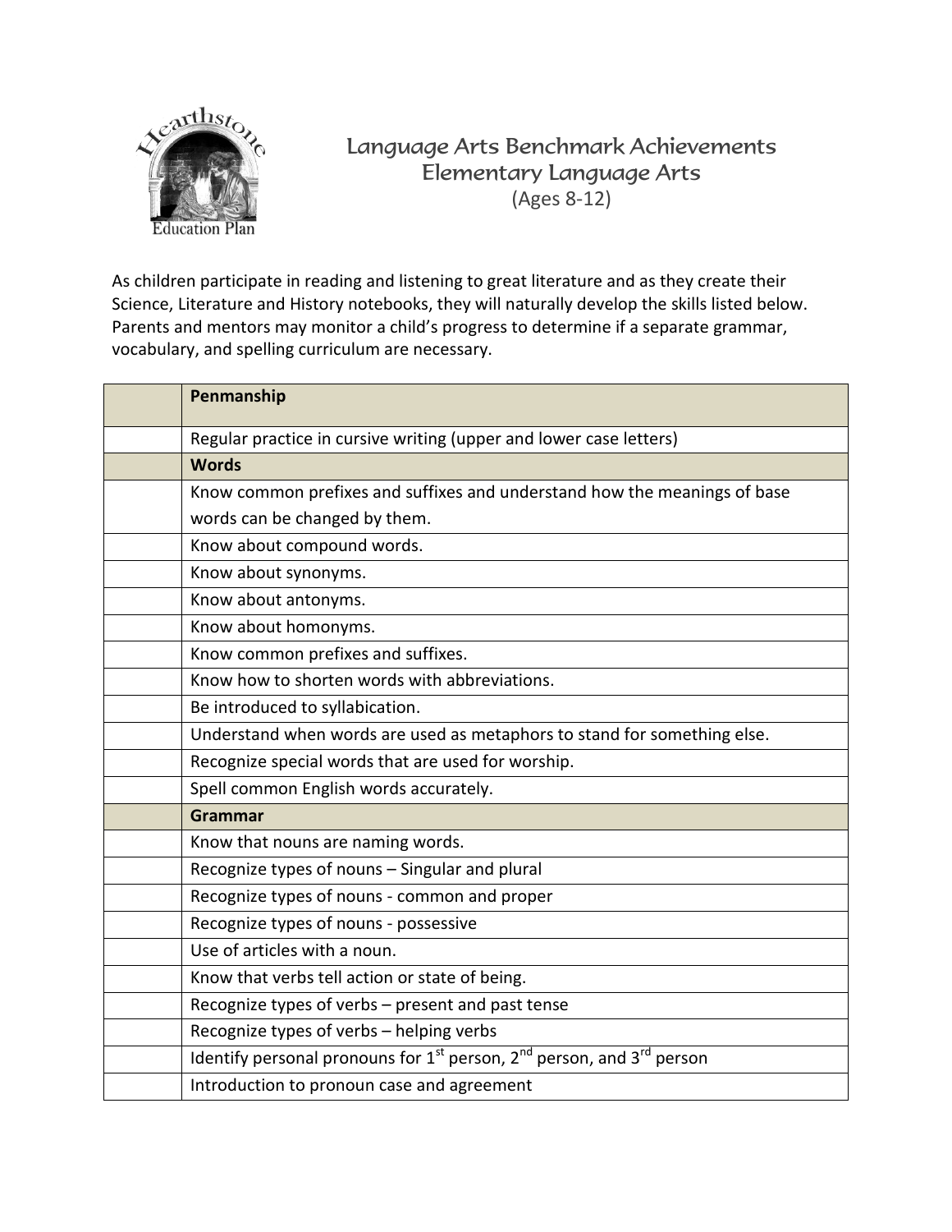# Language Arts Benchmark Achievements
## Elementary Language Arts
(Ages 8-12)

As children participate in reading and listening to great literature and as they create their Science, Literature and History notebooks, they will naturally develop the skills listed below. Parents and mentors may monitor a child's progress to determine if a separate grammar, vocabulary, and spelling curriculum are necessary.

| | **Penmanship** |
|---|---|
| | Regular practice in cursive writing (upper and lower case letters) |
| | **Words** |
| | Know common prefixes and suffixes and understand how the meanings of base words can be changed by them. |
| | Know about compound words. |
| | Know about synonyms. |
| | Know about antonyms. |
| | Know about homonyms. |
| | Know common prefixes and suffixes. |
| | Know how to shorten words with abbreviations. |
| | Be introduced to syllabication. |
| | Understand when words are used as metaphors to stand for something else. |
| | Recognize special words that are used for worship. |
| | Spell common English words accurately. |
| | **Grammar** |
| | Know that nouns are naming words. |
| | Recognize types of nouns – Singular and plural |
| | Recognize types of nouns - common and proper |
| | Recognize types of nouns - possessive |
| | Use of articles with a noun. |
| | Know that verbs tell action or state of being. |
| | Recognize types of verbs – present and past tense |
| | Recognize types of verbs – helping verbs |
| | Identify personal pronouns for 1st person, 2nd person, and 3rd person |
| | Introduction to pronoun case and agreement |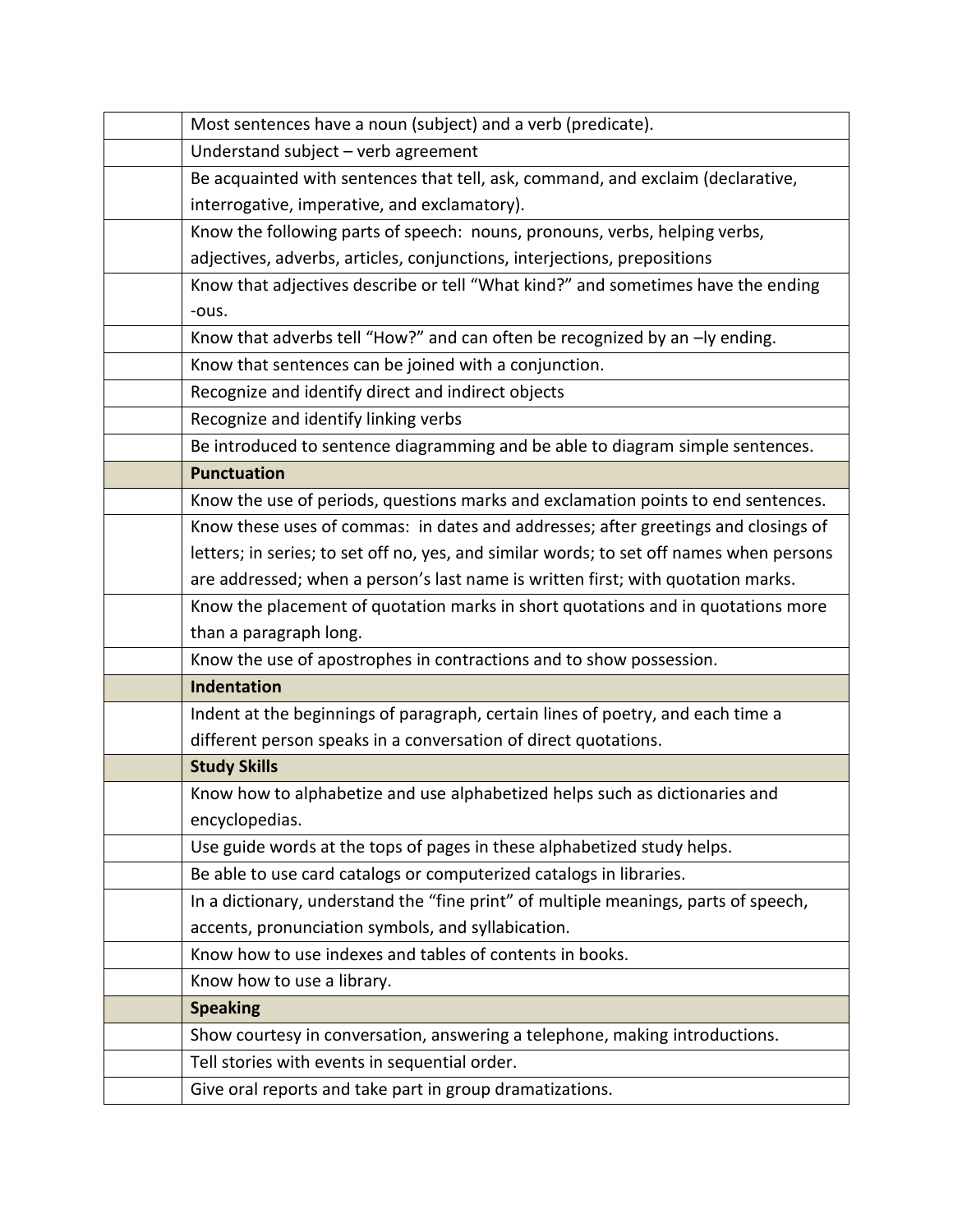| | |
|---|---|
| | Most sentences have a noun (subject) and a verb (predicate). |
| | Understand subject – verb agreement |
| | Be acquainted with sentences that tell, ask, command, and exclaim (declarative, interrogative, imperative, and exclamatory). |
| | Know the following parts of speech: nouns, pronouns, verbs, helping verbs, adjectives, adverbs, articles, conjunctions, interjections, prepositions |
| | Know that adjectives describe or tell "What kind?" and sometimes have the ending -ous. |
| | Know that adverbs tell "How?" and can often be recognized by an –ly ending. |
| | Know that sentences can be joined with a conjunction. |
| | Recognize and identify direct and indirect objects |
| | Recognize and identify linking verbs |
| | Be introduced to sentence diagramming and be able to diagram simple sentences. |
| | **Punctuation** |
| | Know the use of periods, questions marks and exclamation points to end sentences. |
| | Know these uses of commas: in dates and addresses; after greetings and closings of letters; in series; to set off no, yes, and similar words; to set off names when persons are addressed; when a person's last name is written first; with quotation marks. |
| | Know the placement of quotation marks in short quotations and in quotations more than a paragraph long. |
| | Know the use of apostrophes in contractions and to show possession. |
| | **Indentation** |
| | Indent at the beginnings of paragraph, certain lines of poetry, and each time a different person speaks in a conversation of direct quotations. |
| | **Study Skills** |
| | Know how to alphabetize and use alphabetized helps such as dictionaries and encyclopedias. |
| | Use guide words at the tops of pages in these alphabetized study helps. |
| | Be able to use card catalogs or computerized catalogs in libraries. |
| | In a dictionary, understand the "fine print" of multiple meanings, parts of speech, accents, pronunciation symbols, and syllabication. |
| | Know how to use indexes and tables of contents in books. |
| | Know how to use a library. |
| | **Speaking** |
| | Show courtesy in conversation, answering a telephone, making introductions. |
| | Tell stories with events in sequential order. |
| | Give oral reports and take part in group dramatizations. |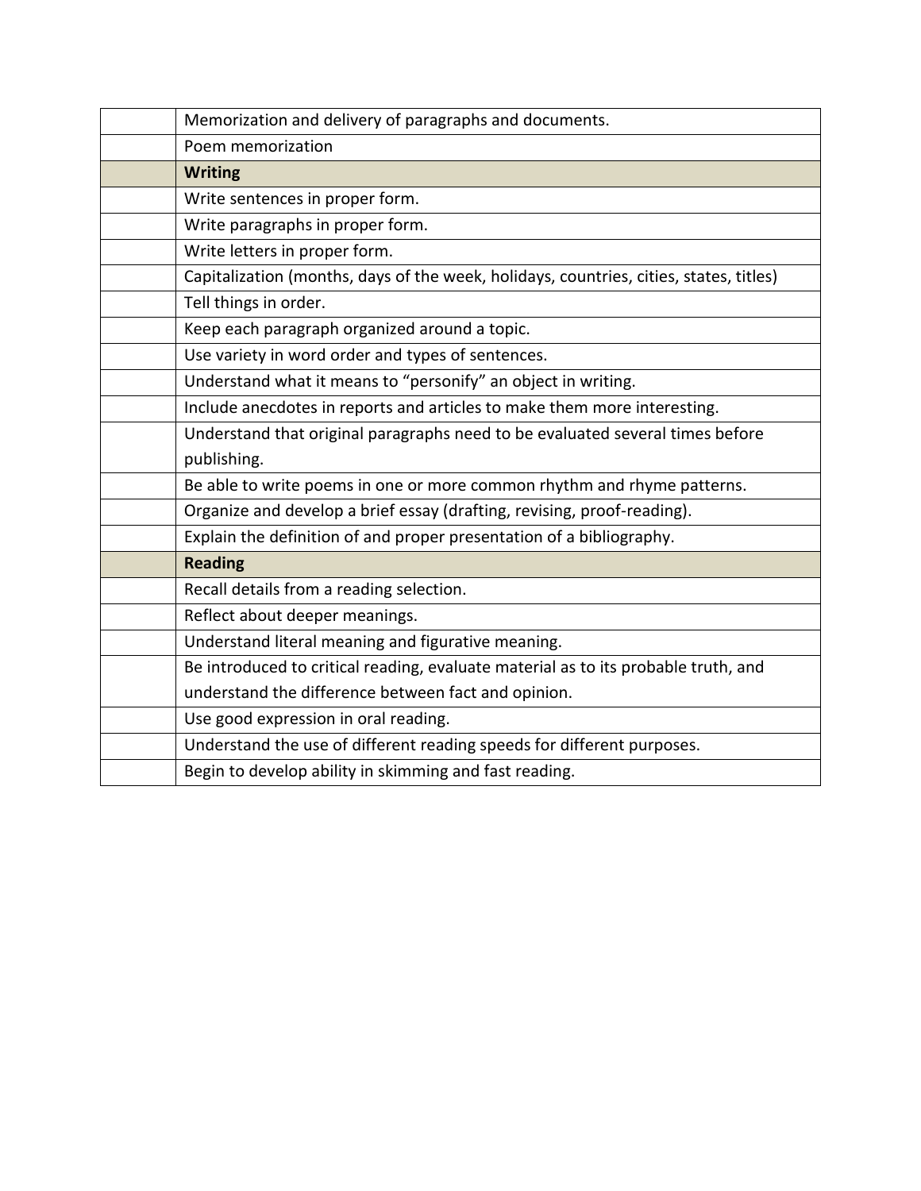| | |
|---|---|
| | Memorization and delivery of paragraphs and documents. |
| | Poem memorization |
| | **Writing** |
| | Write sentences in proper form. |
| | Write paragraphs in proper form. |
| | Write letters in proper form. |
| | Capitalization (months, days of the week, holidays, countries, cities, states, titles) |
| | Tell things in order. |
| | Keep each paragraph organized around a topic. |
| | Use variety in word order and types of sentences. |
| | Understand what it means to "personify" an object in writing. |
| | Include anecdotes in reports and articles to make them more interesting. |
| | Understand that original paragraphs need to be evaluated several times before publishing. |
| | Be able to write poems in one or more common rhythm and rhyme patterns. |
| | Organize and develop a brief essay (drafting, revising, proof-reading). |
| | Explain the definition of and proper presentation of a bibliography. |
| | **Reading** |
| | Recall details from a reading selection. |
| | Reflect about deeper meanings. |
| | Understand literal meaning and figurative meaning. |
| | Be introduced to critical reading, evaluate material as to its probable truth, and understand the difference between fact and opinion. |
| | Use good expression in oral reading. |
| | Understand the use of different reading speeds for different purposes. |
| | Begin to develop ability in skimming and fast reading. |